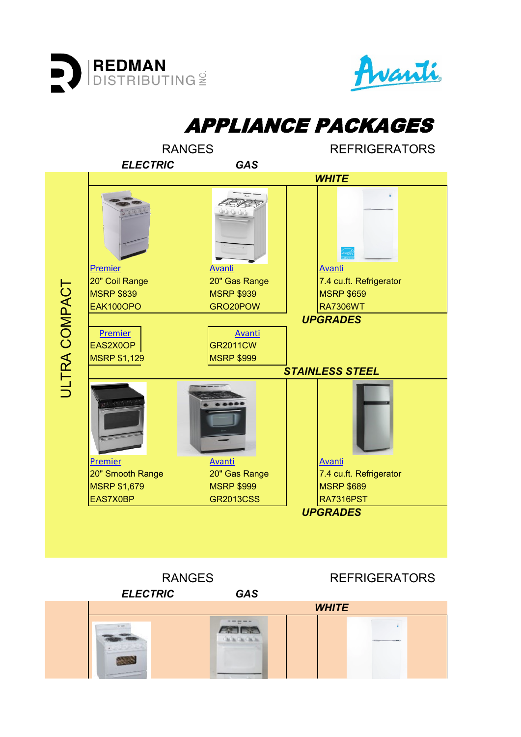REDMAN DISTRIBUTING INC.

Avanti

# APPLIANCE PACKAGES

## ULTRA COMPACT

| RANGES – ELECTRIC | RANGES – GAS | REFRIGERATORS |
|---|---|---|
| | | **WHITE** |
| Premier | Avanti | Avanti |
| 20" Coil Range | 20" Gas Range | 7.4 cu.ft. Refrigerator |
| MSRP $839 | MSRP $939 | MSRP $659 |
| EAK100OPO | GRO20POW | RA7306WT |
| | | **UPGRADES** |
| Premier | Avanti | |
| EAS2X0OP | GR2011CW | |
| MSRP $1,129 | MSRP $999 | |
| | | **STAINLESS STEEL** |
| Premier | Avanti | Avanti |
| 20" Smooth Range | 20" Gas Range | 7.4 cu.ft. Refrigerator |
| MSRP $1,679 | MSRP $999 | MSRP $689 |
| EAS7X0BP | GR2013CSS | RA7316PST |
| | | **UPGRADES** |

| RANGES – ELECTRIC | RANGES – GAS | REFRIGERATORS |
|---|---|---|
| | | **WHITE** |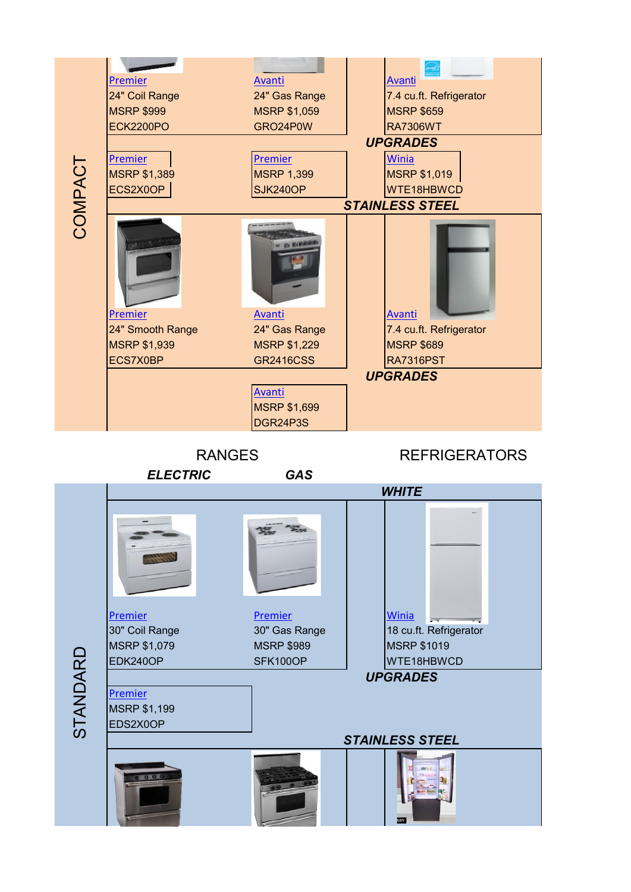## COMPACT

### WHITE

| Electric Ranges | Gas Ranges | Refrigerators |
|---|---|---|
| Premier<br>24" Coil Range<br>MSRP $999<br>ECK2200PO | Avanti<br>24" Gas Range<br>MSRP $1,059<br>GRO24P0W | Avanti<br>7.4 cu.ft. Refrigerator<br>MSRP $659<br>RA7306WT |

**UPGRADES**

| Electric Ranges | Gas Ranges | Refrigerators |
|---|---|---|
| Premier<br>MSRP $1,389<br>ECS2X0OP | Premier<br>MSRP 1,399<br>SJK240OP | Winia<br>MSRP $1,019<br>WTE18HBWCD |

### STAINLESS STEEL

| Electric Ranges | Gas Ranges | Refrigerators |
|---|---|---|
| Premier<br>24" Smooth Range<br>MSRP $1,939<br>ECS7X0BP | Avanti<br>24" Gas Range<br>MSRP $1,229<br>GR2416CSS | Avanti<br>7.4 cu.ft. Refrigerator<br>MSRP $689<br>RA7316PST |

**UPGRADES**

| Electric Ranges | Gas Ranges | Refrigerators |
|---|---|---|
| | Avanti<br>MSRP $1,699<br>DGR24P3S | |

## RANGES / REFRIGERATORS

***ELECTRIC*** ***GAS***

## STANDARD

### WHITE

| Electric Ranges | Gas Ranges | Refrigerators |
|---|---|---|
| Premier<br>30" Coil Range<br>MSRP $1,079<br>EDK240OP | Premier<br>30" Gas Range<br>MSRP $989<br>SFK100OP | Winia<br>18 cu.ft. Refrigerator<br>MSRP $1019<br>WTE18HBWCD |

**UPGRADES**

| Electric Ranges | Gas Ranges | Refrigerators |
|---|---|---|
| Premier<br>MSRP $1,199<br>EDS2X0OP | | |

### STAINLESS STEEL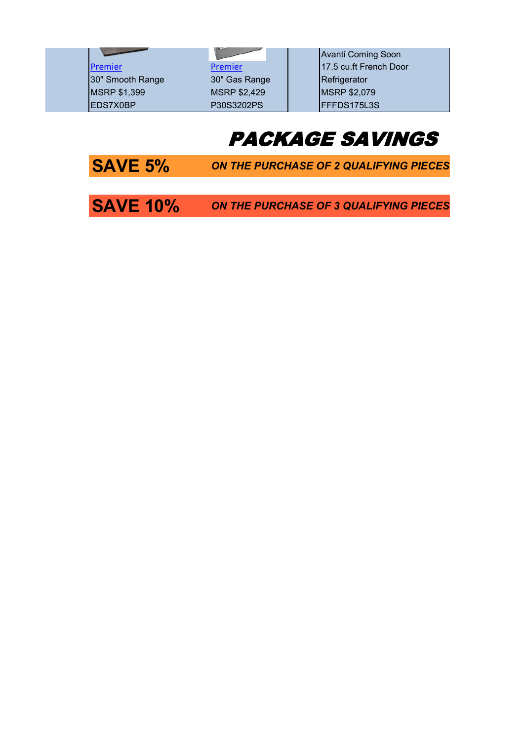| Premier<br>30" Smooth Range<br>MSRP $1,399<br>EDS7X0BP | Premier<br>30" Gas Range<br>MSRP $2,429<br>P30S3202PS | | Avanti Coming Soon<br>17.5 cu.ft French Door<br>Refrigerator<br>MSRP $2,079<br>FFFDS175L3S |
|---|---|---|---|

# *PACKAGE SAVINGS*

**SAVE 5%** ***ON THE PURCHASE OF 2 QUALIFYING PIECES***

**SAVE 10%** ***ON THE PURCHASE OF 3 QUALIFYING PIECES***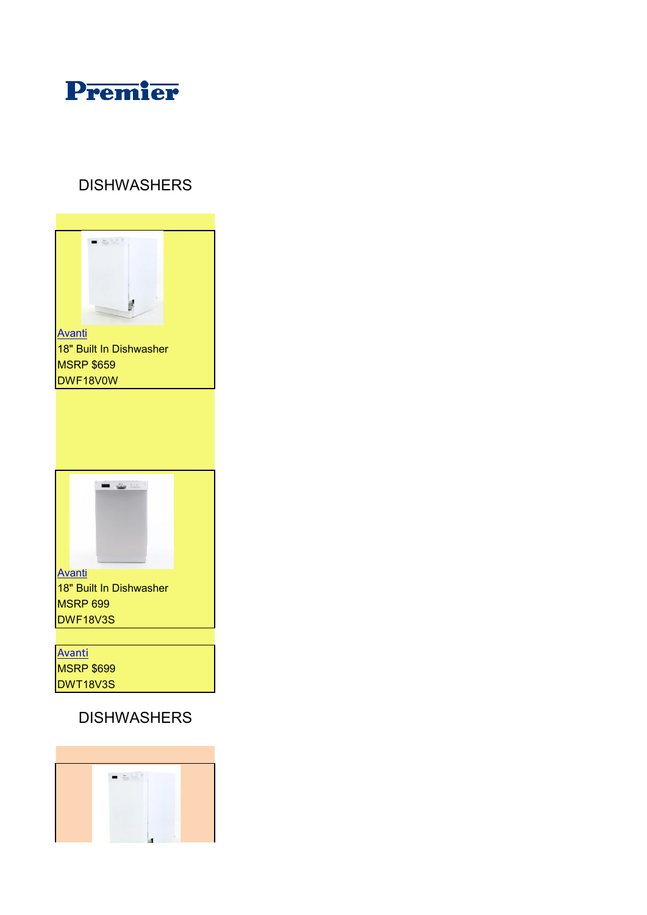# Premier

## DISHWASHERS

Avanti
18" Built In Dishwasher
MSRP $659
DWF18V0W

Avanti
18" Built In Dishwasher
MSRP 699
DWF18V3S

Avanti
MSRP $699
DWT18V3S

## DISHWASHERS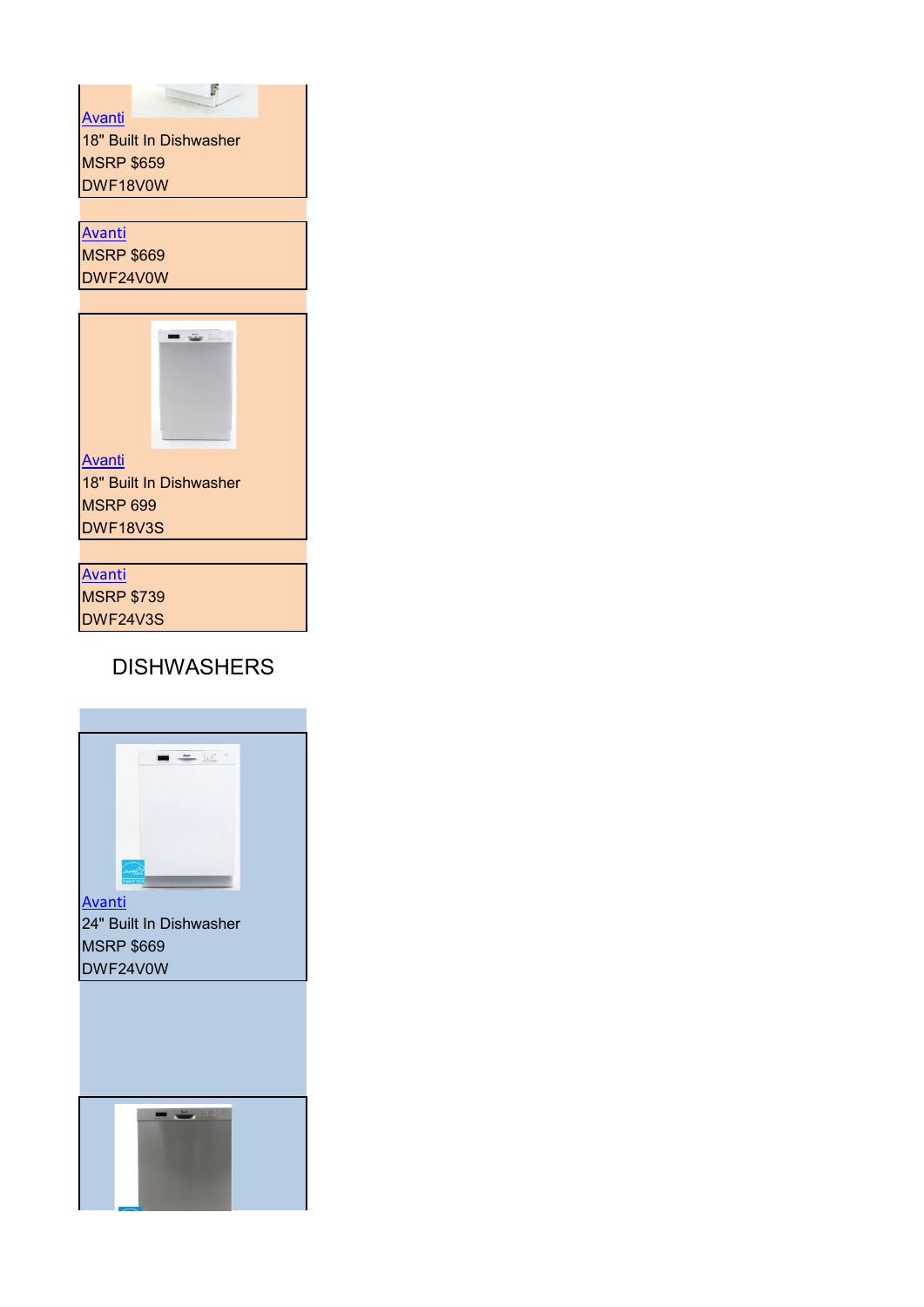Avanti
18" Built In Dishwasher
MSRP $659
DWF18V0W

Avanti
MSRP $669
DWF24V0W

Avanti
18" Built In Dishwasher
MSRP 699
DWF18V3S

Avanti
MSRP $739
DWF24V3S

## DISHWASHERS

Avanti
24" Built In Dishwasher
MSRP $669
DWF24V0W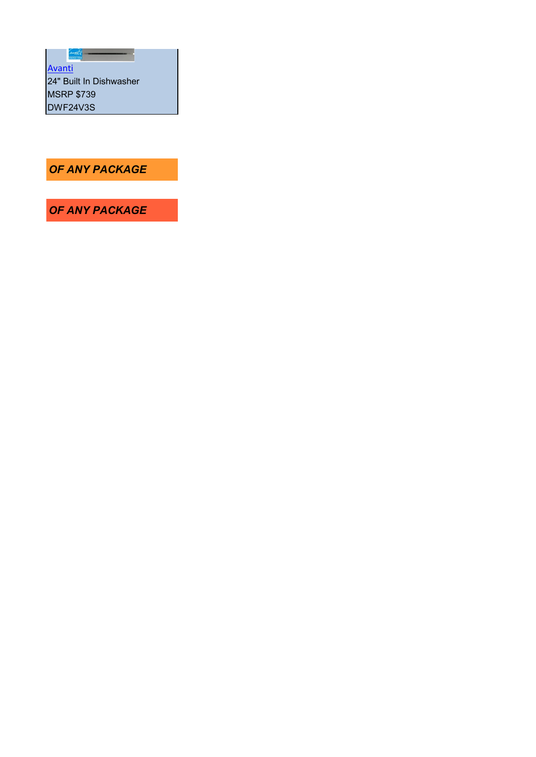Avanti
24" Built In Dishwasher
MSRP $739
DWF24V3S

***OF ANY PACKAGE***

***OF ANY PACKAGE***